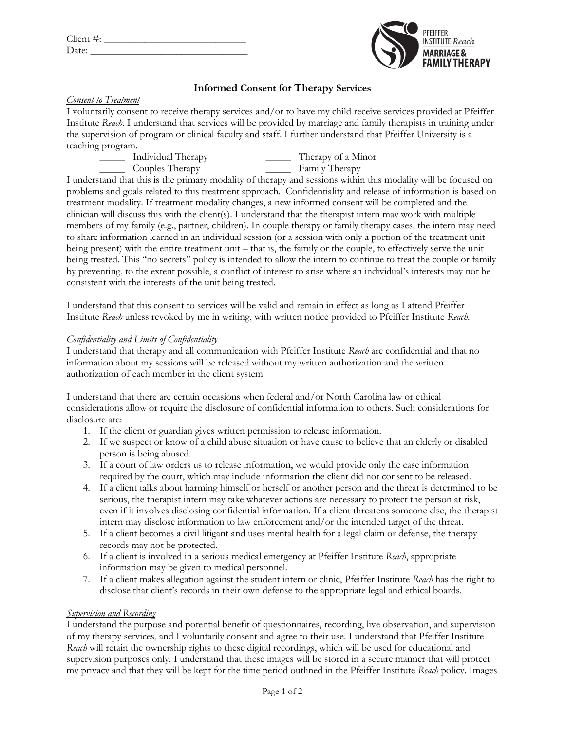Client #: ____________________________
Date: ______________________________

PFEIFFER INSTITUTE *Reach*
MARRIAGE & FAMILY THERAPY

# Informed Consent for Therapy Services

*Consent to Treatment*

I voluntarily consent to receive therapy services and/or to have my child receive services provided at Pfeiffer Institute *Reach*. I understand that services will be provided by marriage and family therapists in training under the supervision of program or clinical faculty and staff. I further understand that Pfeiffer University is a teaching program.

_____ Individual Therapy _____ Therapy of a Minor
_____ Couples Therapy _____ Family Therapy

I understand that this is the primary modality of therapy and sessions within this modality will be focused on problems and goals related to this treatment approach. Confidentiality and release of information is based on treatment modality. If treatment modality changes, a new informed consent will be completed and the clinician will discuss this with the client(s). I understand that the therapist intern may work with multiple members of my family (e.g., partner, children). In couple therapy or family therapy cases, the intern may need to share information learned in an individual session (or a session with only a portion of the treatment unit being present) with the entire treatment unit – that is, the family or the couple, to effectively serve the unit being treated. This "no secrets" policy is intended to allow the intern to continue to treat the couple or family by preventing, to the extent possible, a conflict of interest to arise where an individual's interests may not be consistent with the interests of the unit being treated.

I understand that this consent to services will be valid and remain in effect as long as I attend Pfeiffer Institute *Reach* unless revoked by me in writing, with written notice provided to Pfeiffer Institute *Reach*.

*Confidentiality and Limits of Confidentiality*

I understand that therapy and all communication with Pfeiffer Institute *Reach* are confidential and that no information about my sessions will be released without my written authorization and the written authorization of each member in the client system.

I understand that there are certain occasions when federal and/or North Carolina law or ethical considerations allow or require the disclosure of confidential information to others. Such considerations for disclosure are:

1. If the client or guardian gives written permission to release information.
2. If we suspect or know of a child abuse situation or have cause to believe that an elderly or disabled person is being abused.
3. If a court of law orders us to release information, we would provide only the case information required by the court, which may include information the client did not consent to be released.
4. If a client talks about harming himself or herself or another person and the threat is determined to be serious, the therapist intern may take whatever actions are necessary to protect the person at risk, even if it involves disclosing confidential information. If a client threatens someone else, the therapist intern may disclose information to law enforcement and/or the intended target of the threat.
5. If a client becomes a civil litigant and uses mental health for a legal claim or defense, the therapy records may not be protected.
6. If a client is involved in a serious medical emergency at Pfeiffer Institute *Reach*, appropriate information may be given to medical personnel.
7. If a client makes allegation against the student intern or clinic, Pfeiffer Institute *Reach* has the right to disclose that client's records in their own defense to the appropriate legal and ethical boards.

*Supervision and Recording*

I understand the purpose and potential benefit of questionnaires, recording, live observation, and supervision of my therapy services, and I voluntarily consent and agree to their use. I understand that Pfeiffer Institute *Reach* will retain the ownership rights to these digital recordings, which will be used for educational and supervision purposes only. I understand that these images will be stored in a secure manner that will protect my privacy and that they will be kept for the time period outlined in the Pfeiffer Institute *Reach* policy. Images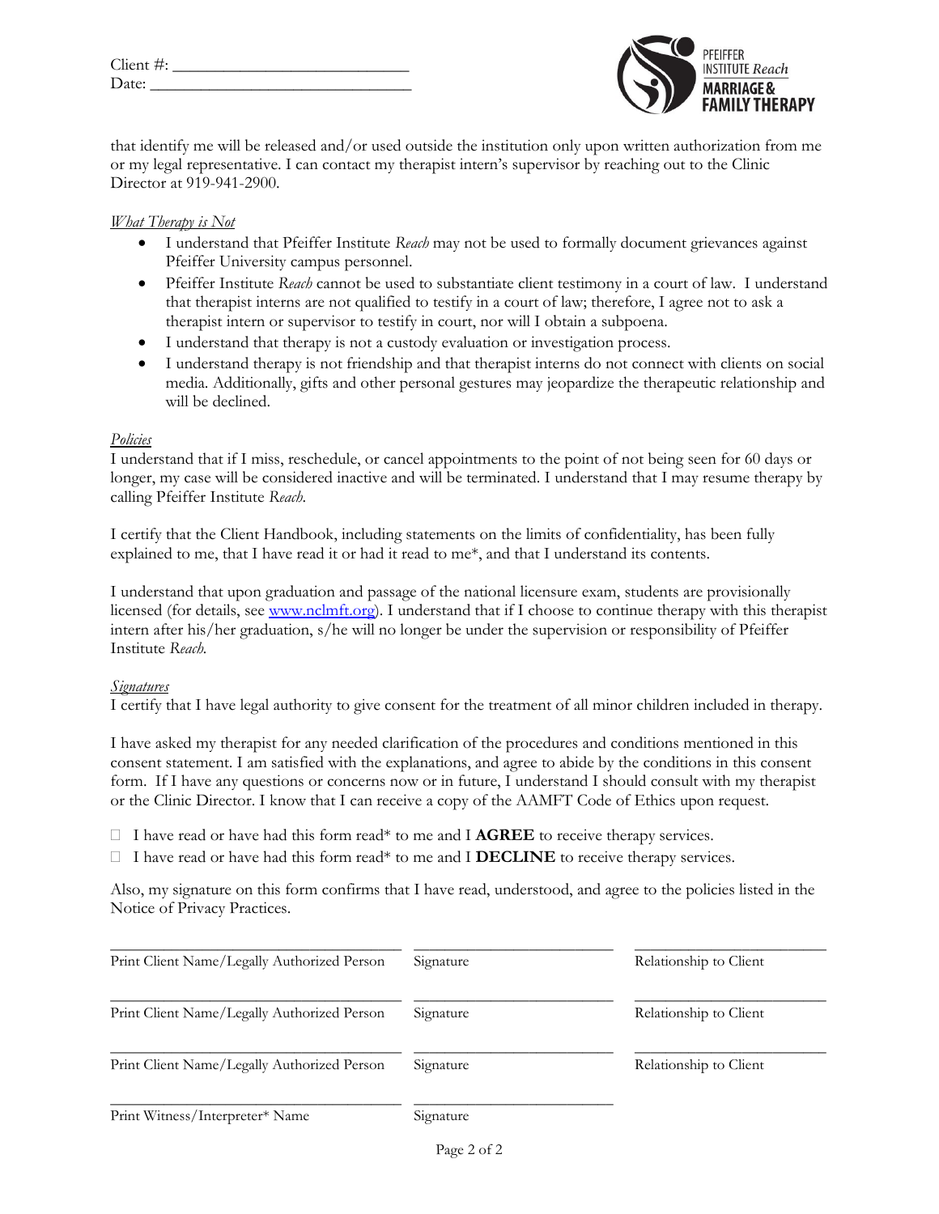Client #: ____________________________
Date: ________________________________

that identify me will be released and/or used outside the institution only upon written authorization from me or my legal representative. I can contact my therapist intern's supervisor by reaching out to the Clinic Director at 919-941-2900.

*What Therapy is Not*

- I understand that Pfeiffer Institute *Reach* may not be used to formally document grievances against Pfeiffer University campus personnel.
- Pfeiffer Institute *Reach* cannot be used to substantiate client testimony in a court of law. I understand that therapist interns are not qualified to testify in a court of law; therefore, I agree not to ask a therapist intern or supervisor to testify in court, nor will I obtain a subpoena.
- I understand that therapy is not a custody evaluation or investigation process.
- I understand therapy is not friendship and that therapist interns do not connect with clients on social media. Additionally, gifts and other personal gestures may jeopardize the therapeutic relationship and will be declined.

*Policies*

I understand that if I miss, reschedule, or cancel appointments to the point of not being seen for 60 days or longer, my case will be considered inactive and will be terminated. I understand that I may resume therapy by calling Pfeiffer Institute *Reach*.

I certify that the Client Handbook, including statements on the limits of confidentiality, has been fully explained to me, that I have read it or had it read to me*, and that I understand its contents.

I understand that upon graduation and passage of the national licensure exam, students are provisionally licensed (for details, see [www.nclmft.org](www.nclmft.org)). I understand that if I choose to continue therapy with this therapist intern after his/her graduation, s/he will no longer be under the supervision or responsibility of Pfeiffer Institute *Reach*.

*Signatures*

I certify that I have legal authority to give consent for the treatment of all minor children included in therapy.

I have asked my therapist for any needed clarification of the procedures and conditions mentioned in this consent statement. I am satisfied with the explanations, and agree to abide by the conditions in this consent form. If I have any questions or concerns now or in future, I understand I should consult with my therapist or the Clinic Director. I know that I can receive a copy of the AAMFT Code of Ethics upon request.

- ☐ I have read or have had this form read* to me and I **AGREE** to receive therapy services.
- ☐ I have read or have had this form read* to me and I **DECLINE** to receive therapy services.

Also, my signature on this form confirms that I have read, understood, and agree to the policies listed in the Notice of Privacy Practices.

| | | |
|---|---|---|
| ______________________________ | ______________________ | ______________________ |
| Print Client Name/Legally Authorized Person | Signature | Relationship to Client |
| ______________________________ | ______________________ | ______________________ |
| Print Client Name/Legally Authorized Person | Signature | Relationship to Client |
| ______________________________ | ______________________ | ______________________ |
| Print Client Name/Legally Authorized Person | Signature | Relationship to Client |
| ______________________________ | ______________________ | |
| Print Witness/Interpreter* Name | Signature | |